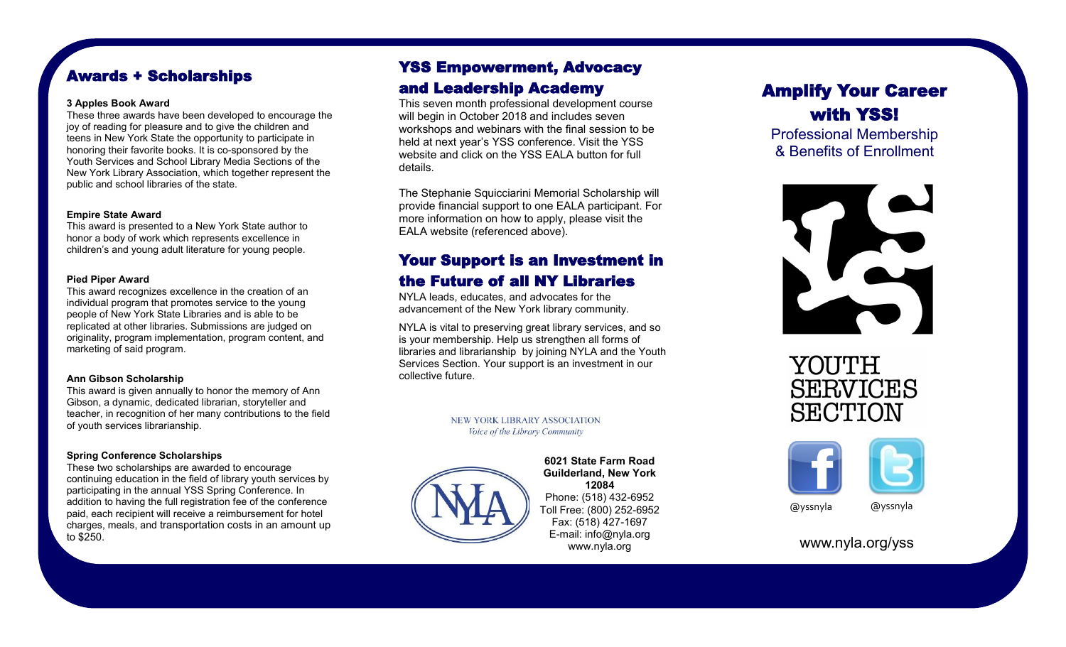## Awards + Scholarships

**3 Apples Book Award**

These three awards have been developed to encourage the joy of reading for pleasure and to give the children and teens in New York State the opportunity to participate in honoring their favorite books. It is co-sponsored by the Youth Services and School Library Media Sections of the New York Library Association, which together represent the public and school libraries of the state.

**Empire State Award**

This award is presented to a New York State author to honor a body of work which represents excellence in children's and young adult literature for young people.

**Pied Piper Award**

This award recognizes excellence in the creation of an individual program that promotes service to the young people of New York State Libraries and is able to be replicated at other libraries. Submissions are judged on originality, program implementation, program content, and marketing of said program.

**Ann Gibson Scholarship**

This award is given annually to honor the memory of Ann Gibson, a dynamic, dedicated librarian, storyteller and teacher, in recognition of her many contributions to the field of youth services librarianship.

**Spring Conference Scholarships**

These two scholarships are awarded to encourage continuing education in the field of library youth services by participating in the annual YSS Spring Conference. In addition to having the full registration fee of the conference paid, each recipient will receive a reimbursement for hotel charges, meals, and transportation costs in an amount up to $250.

## YSS Empowerment, Advocacy and Leadership Academy

This seven month professional development course will begin in October 2018 and includes seven workshops and webinars with the final session to be held at next year's YSS conference. Visit the YSS website and click on the YSS EALA button for full details.

The Stephanie Squicciarini Memorial Scholarship will provide financial support to one EALA participant. For more information on how to apply, please visit the EALA website (referenced above).

## Your Support is an Investment in the Future of all NY Libraries

NYLA leads, educates, and advocates for the advancement of the New York library community.

NYLA is vital to preserving great library services, and so is your membership. Help us strengthen all forms of libraries and librarianship by joining NYLA and the Youth Services Section. Your support is an investment in our collective future.

NEW YORK LIBRARY ASSOCIATION
*Voice of the Library Community*

**6021 State Farm Road**
**Guilderland, New York**
**12084**
Phone: (518) 432-6952
Toll Free: (800) 252-6952
Fax: (518) 427-1697
E-mail: info@nyla.org
www.nyla.org

# Amplify Your Career with YSS!

Professional Membership & Benefits of Enrollment

YOUTH SERVICES SECTION

@yssnyla @yssnyla

www.nyla.org/yss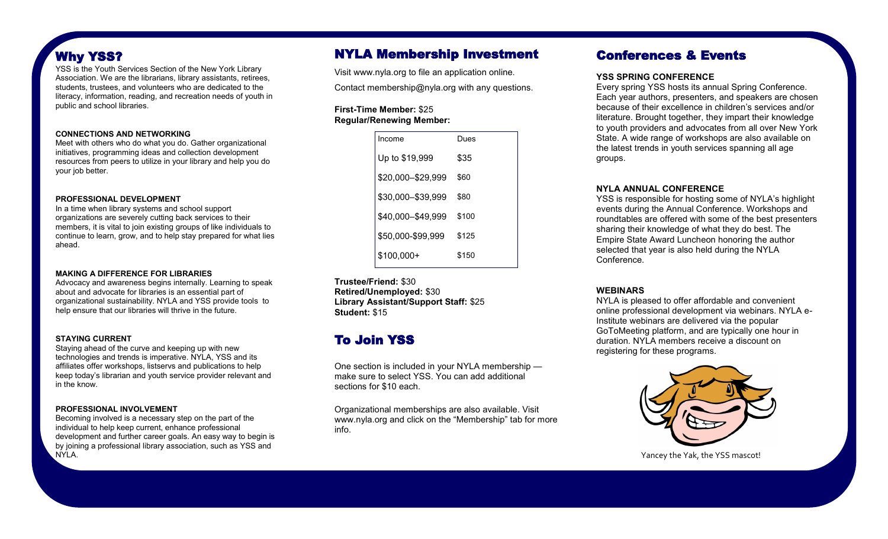## Why YSS?

YSS is the Youth Services Section of the New York Library Association. We are the librarians, library assistants, retirees, students, trustees, and volunteers who are dedicated to the literacy, information, reading, and recreation needs of youth in public and school libraries.

**CONNECTIONS AND NETWORKING**

Meet with others who do what you do. Gather organizational initiatives, programming ideas and collection development resources from peers to utilize in your library and help you do your job better.

**PROFESSIONAL DEVELOPMENT**

In a time when library systems and school support organizations are severely cutting back services to their members, it is vital to join existing groups of like individuals to continue to learn, grow, and to help stay prepared for what lies ahead.

**MAKING A DIFFERENCE FOR LIBRARIES**

Advocacy and awareness begins internally. Learning to speak about and advocate for libraries is an essential part of organizational sustainability. NYLA and YSS provide tools to help ensure that our libraries will thrive in the future.

**STAYING CURRENT**

Staying ahead of the curve and keeping up with new technologies and trends is imperative. NYLA, YSS and its affiliates offer workshops, listservs and publications to help keep today's librarian and youth service provider relevant and in the know.

**PROFESSIONAL INVOLVEMENT**

Becoming involved is a necessary step on the part of the individual to help keep current, enhance professional development and further career goals. An easy way to begin is by joining a professional library association, such as YSS and NYLA.

## NYLA Membership Investment

Visit www.nyla.org to file an application online.

Contact membership@nyla.org with any questions.

**First-Time Member:** $25
**Regular/Renewing Member:**

| Income | Dues |
|---|---|
| Up to $19,999 | $35 |
| $20,000–$29,999 | $60 |
| $30,000–$39,999 | $80 |
| $40,000–$49,999 | $100 |
| $50,000-$99,999 | $125 |
| $100,000+ | $150 |

**Trustee/Friend:** $30
**Retired/Unemployed:** $30
**Library Assistant/Support Staff:** $25
**Student:** $15

## To Join YSS

One section is included in your NYLA membership — make sure to select YSS. You can add additional sections for $10 each.

Organizational memberships are also available. Visit www.nyla.org and click on the "Membership" tab for more info.

## Conferences & Events

**YSS SPRING CONFERENCE**

Every spring YSS hosts its annual Spring Conference. Each year authors, presenters, and speakers are chosen because of their excellence in children's services and/or literature. Brought together, they impart their knowledge to youth providers and advocates from all over New York State. A wide range of workshops are also available on the latest trends in youth services spanning all age groups.

**NYLA ANNUAL CONFERENCE**

YSS is responsible for hosting some of NYLA's highlight events during the Annual Conference. Workshops and roundtables are offered with some of the best presenters sharing their knowledge of what they do best. The Empire State Award Luncheon honoring the author selected that year is also held during the NYLA Conference.

**WEBINARS**

NYLA is pleased to offer affordable and convenient online professional development via webinars. NYLA e-Institute webinars are delivered via the popular GoToMeeting platform, and are typically one hour in duration. NYLA members receive a discount on registering for these programs.

Yancey the Yak, the YSS mascot!